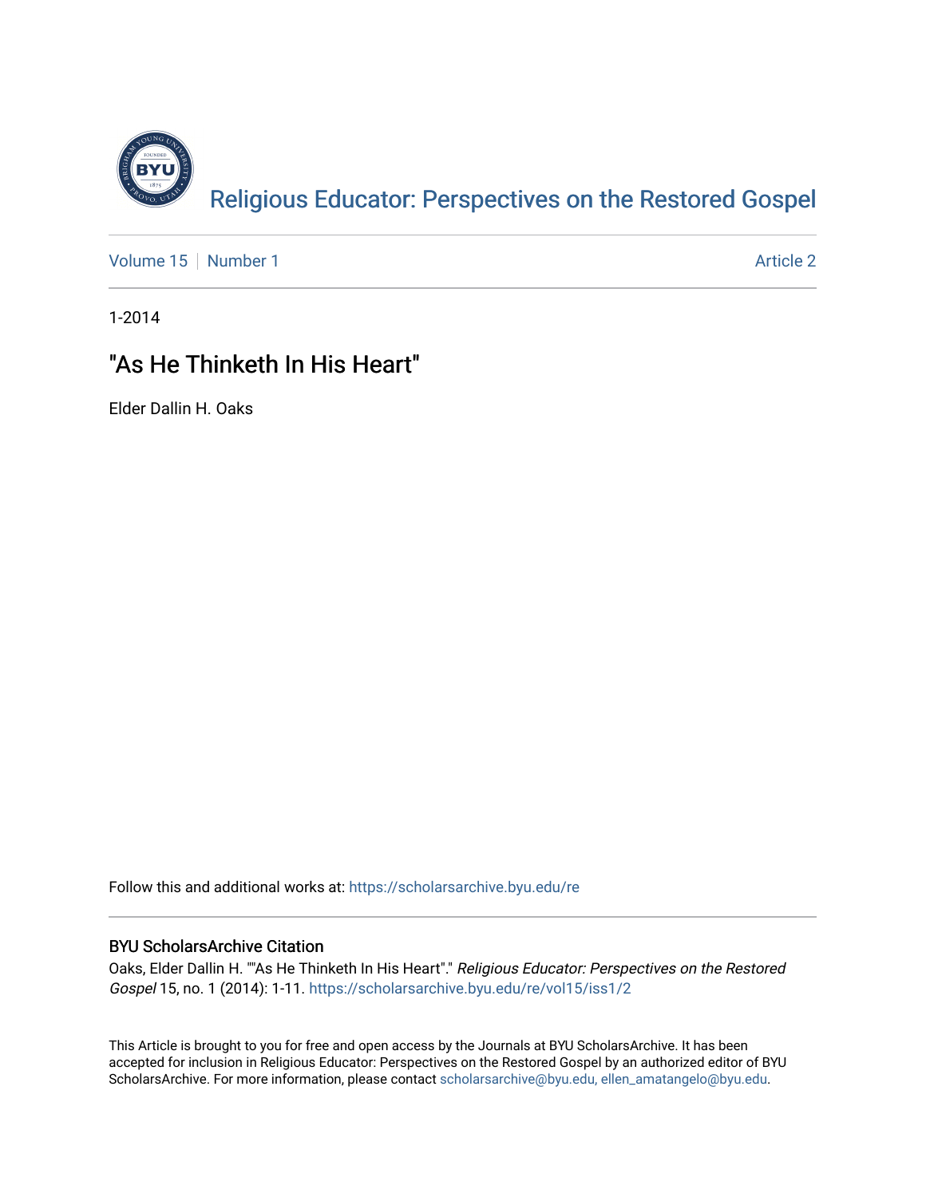# Religious Educator: Perspectives on the Restored Gospel

Volume 15 | Number 1 | Article 2

1-2014

## "As He Thinketh In His Heart"

Elder Dallin H. Oaks

Follow this and additional works at: https://scholarsarchive.byu.edu/re

### BYU ScholarsArchive Citation

Oaks, Elder Dallin H. ""As He Thinketh In His Heart"." *Religious Educator: Perspectives on the Restored Gospel* 15, no. 1 (2014): 1-11. https://scholarsarchive.byu.edu/re/vol15/iss1/2

This Article is brought to you for free and open access by the Journals at BYU ScholarsArchive. It has been accepted for inclusion in Religious Educator: Perspectives on the Restored Gospel by an authorized editor of BYU ScholarsArchive. For more information, please contact scholarsarchive@byu.edu, ellen_amatangelo@byu.edu.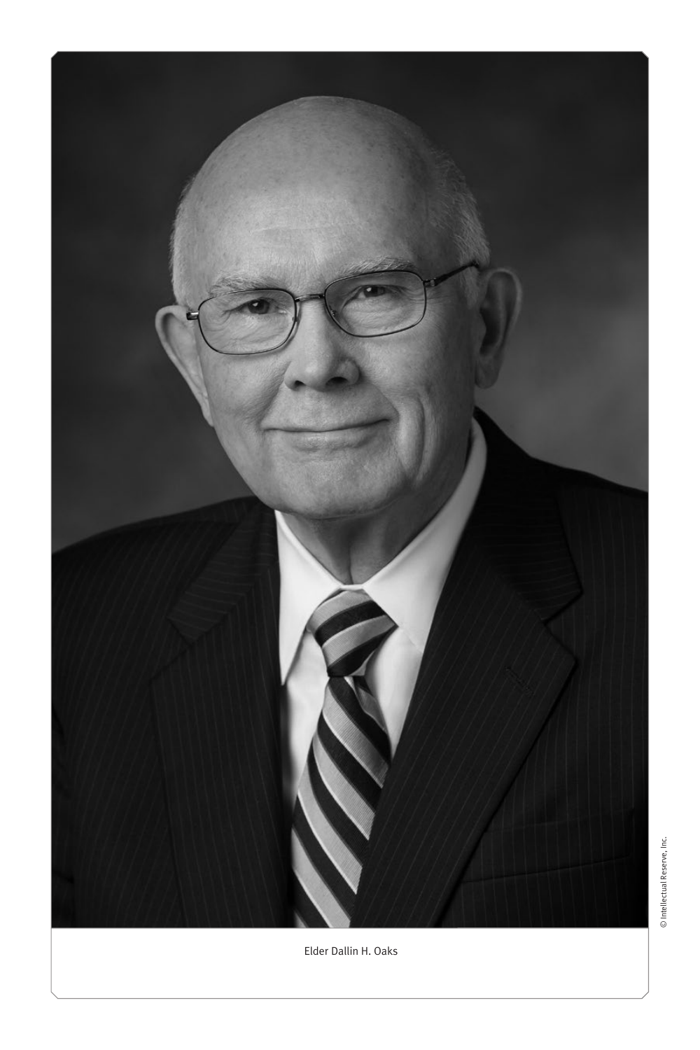Elder Dallin H. Oaks

© Intellectual Reserve, Inc.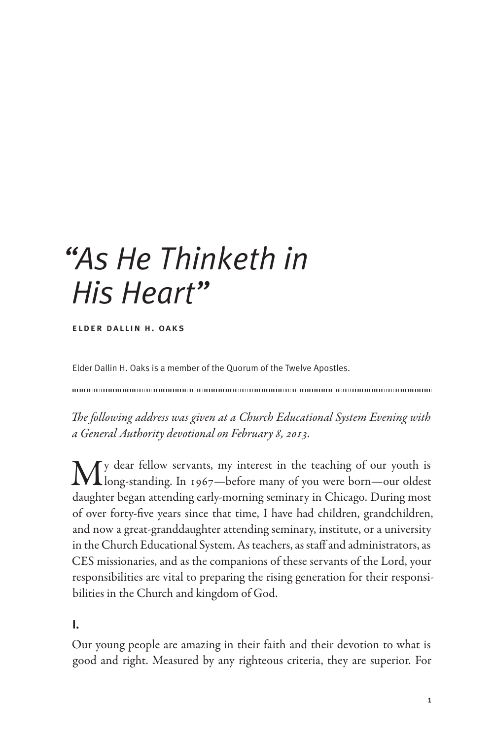# "As He Thinketh in His Heart"

**ELDER DALLIN H. OAKS**

Elder Dallin H. Oaks is a member of the Quorum of the Twelve Apostles.

---

*The following address was given at a Church Educational System Evening with a General Authority devotional on February 8, 2013.*

My dear fellow servants, my interest in the teaching of our youth is long-standing. In 1967—before many of you were born—our oldest daughter began attending early-morning seminary in Chicago. During most of over forty-five years since that time, I have had children, grandchildren, and now a great-granddaughter attending seminary, institute, or a university in the Church Educational System. As teachers, as staff and administrators, as CES missionaries, and as the companions of these servants of the Lord, your responsibilities are vital to preparing the rising generation for their responsibilities in the Church and kingdom of God.

## I.

Our young people are amazing in their faith and their devotion to what is good and right. Measured by any righteous criteria, they are superior. For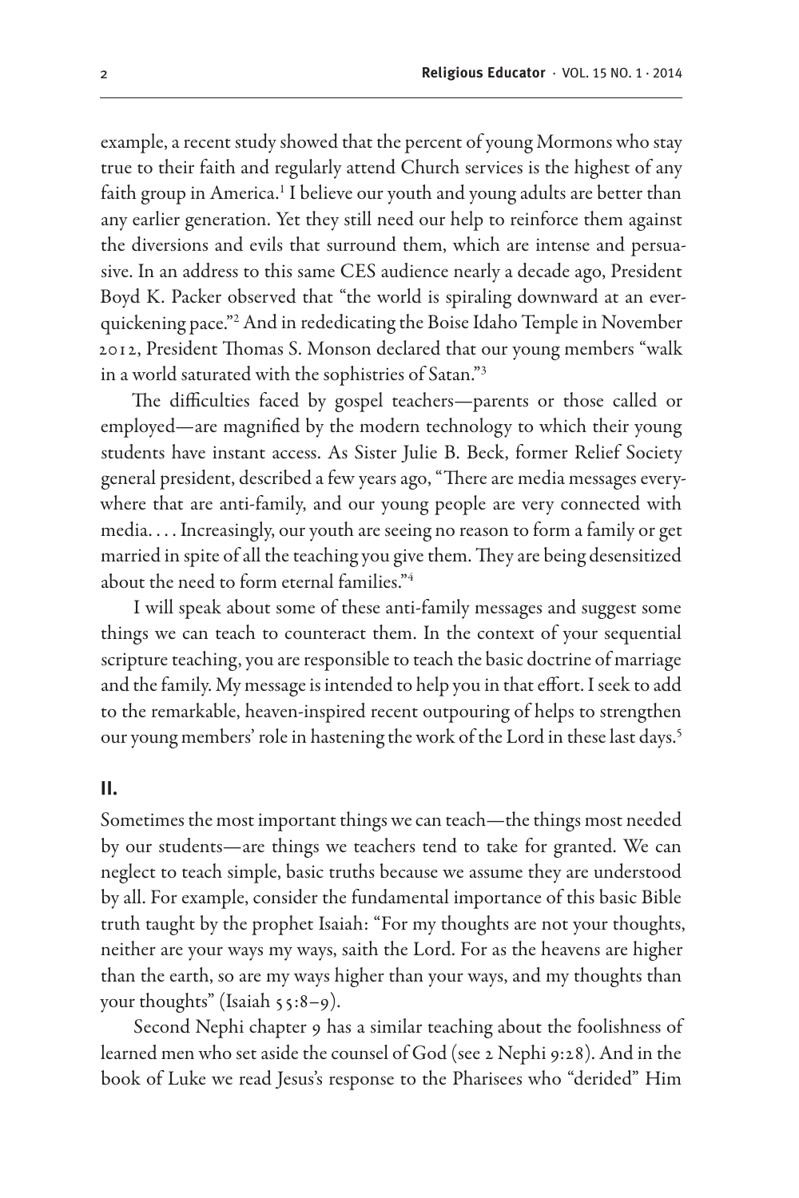example, a recent study showed that the percent of young Mormons who stay true to their faith and regularly attend Church services is the highest of any faith group in America.[1] I believe our youth and young adults are better than any earlier generation. Yet they still need our help to reinforce them against the diversions and evils that surround them, which are intense and persuasive. In an address to this same CES audience nearly a decade ago, President Boyd K. Packer observed that "the world is spiraling downward at an ever-quickening pace."[2] And in rededicating the Boise Idaho Temple in November 2012, President Thomas S. Monson declared that our young members "walk in a world saturated with the sophistries of Satan."[3]

The difficulties faced by gospel teachers—parents or those called or employed—are magnified by the modern technology to which their young students have instant access. As Sister Julie B. Beck, former Relief Society general president, described a few years ago, "There are media messages everywhere that are anti-family, and our young people are very connected with media. . . . Increasingly, our youth are seeing no reason to form a family or get married in spite of all the teaching you give them. They are being desensitized about the need to form eternal families."[4]

I will speak about some of these anti-family messages and suggest some things we can teach to counteract them. In the context of your sequential scripture teaching, you are responsible to teach the basic doctrine of marriage and the family. My message is intended to help you in that effort. I seek to add to the remarkable, heaven-inspired recent outpouring of helps to strengthen our young members' role in hastening the work of the Lord in these last days.[5]

## II.

Sometimes the most important things we can teach—the things most needed by our students—are things we teachers tend to take for granted. We can neglect to teach simple, basic truths because we assume they are understood by all. For example, consider the fundamental importance of this basic Bible truth taught by the prophet Isaiah: "For my thoughts are not your thoughts, neither are your ways my ways, saith the Lord. For as the heavens are higher than the earth, so are my ways higher than your ways, and my thoughts than your thoughts" (Isaiah 55:8–9).

Second Nephi chapter 9 has a similar teaching about the foolishness of learned men who set aside the counsel of God (see 2 Nephi 9:28). And in the book of Luke we read Jesus's response to the Pharisees who "derided" Him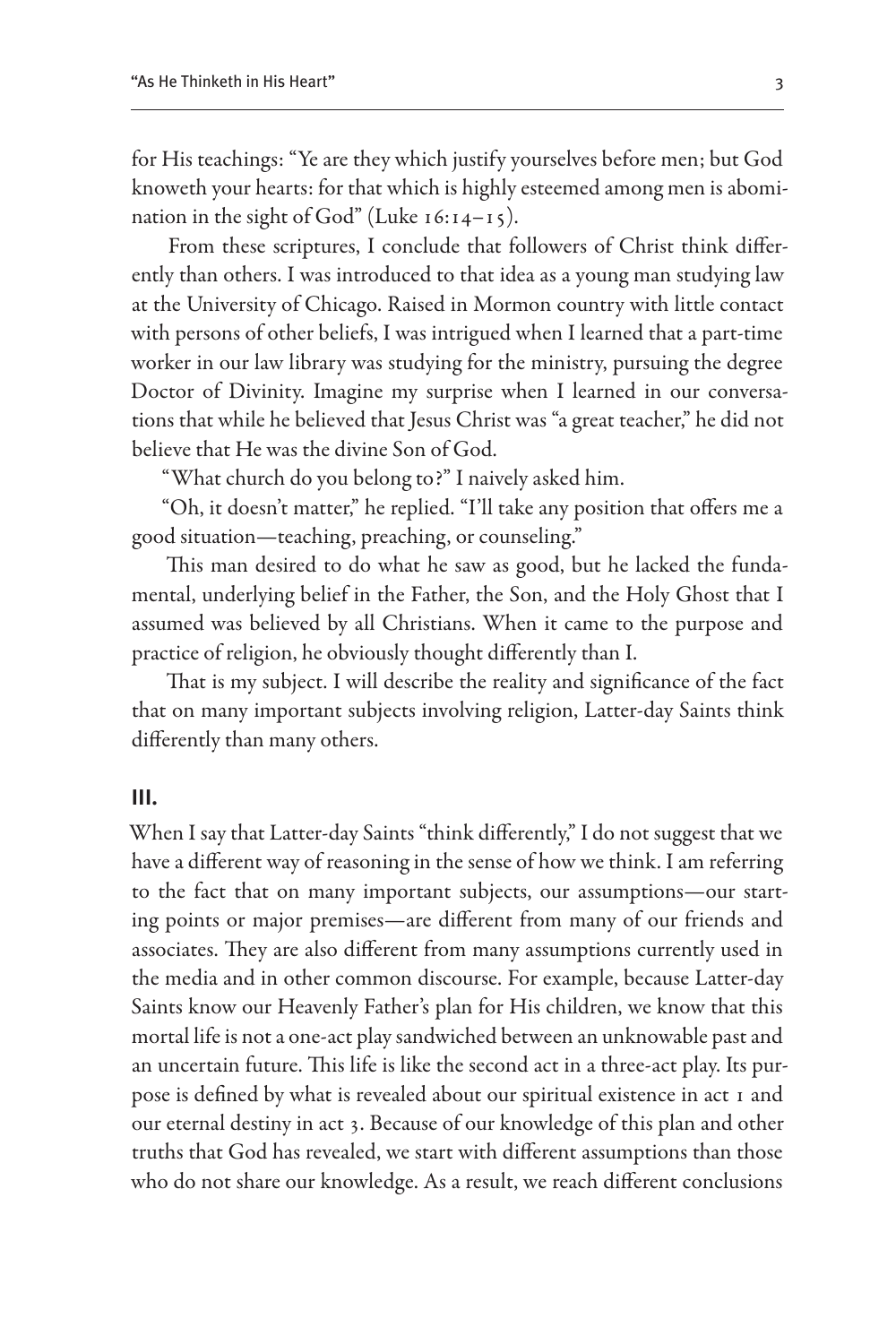for His teachings: "Ye are they which justify yourselves before men; but God knoweth your hearts: for that which is highly esteemed among men is abomination in the sight of God" (Luke 16:14–15).

From these scriptures, I conclude that followers of Christ think differently than others. I was introduced to that idea as a young man studying law at the University of Chicago. Raised in Mormon country with little contact with persons of other beliefs, I was intrigued when I learned that a part-time worker in our law library was studying for the ministry, pursuing the degree Doctor of Divinity. Imagine my surprise when I learned in our conversations that while he believed that Jesus Christ was "a great teacher," he did not believe that He was the divine Son of God.

"What church do you belong to?" I naively asked him.

"Oh, it doesn't matter," he replied. "I'll take any position that offers me a good situation—teaching, preaching, or counseling."

This man desired to do what he saw as good, but he lacked the fundamental, underlying belief in the Father, the Son, and the Holy Ghost that I assumed was believed by all Christians. When it came to the purpose and practice of religion, he obviously thought differently than I.

That is my subject. I will describe the reality and significance of the fact that on many important subjects involving religion, Latter-day Saints think differently than many others.

## III.

When I say that Latter-day Saints "think differently," I do not suggest that we have a different way of reasoning in the sense of how we think. I am referring to the fact that on many important subjects, our assumptions—our starting points or major premises—are different from many of our friends and associates. They are also different from many assumptions currently used in the media and in other common discourse. For example, because Latter-day Saints know our Heavenly Father's plan for His children, we know that this mortal life is not a one-act play sandwiched between an unknowable past and an uncertain future. This life is like the second act in a three-act play. Its purpose is defined by what is revealed about our spiritual existence in act 1 and our eternal destiny in act 3. Because of our knowledge of this plan and other truths that God has revealed, we start with different assumptions than those who do not share our knowledge. As a result, we reach different conclusions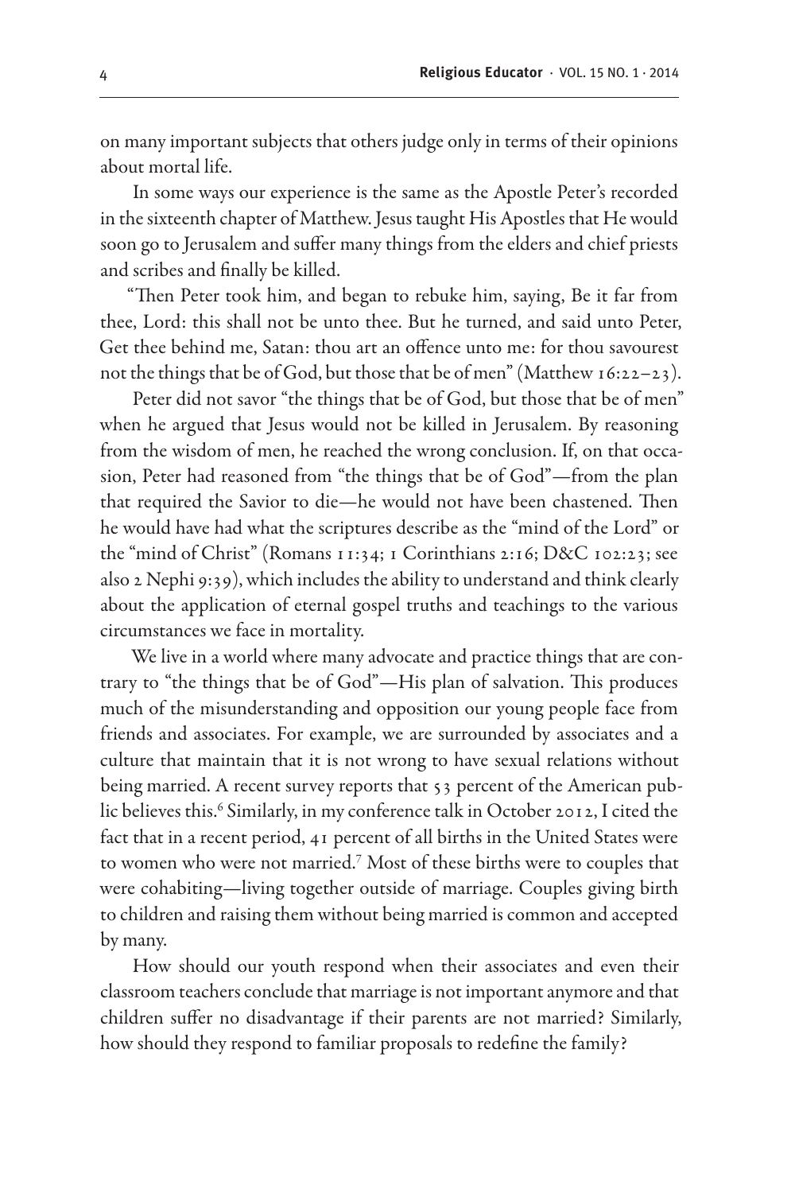on many important subjects that others judge only in terms of their opinions about mortal life.

In some ways our experience is the same as the Apostle Peter's recorded in the sixteenth chapter of Matthew. Jesus taught His Apostles that He would soon go to Jerusalem and suffer many things from the elders and chief priests and scribes and finally be killed.

"Then Peter took him, and began to rebuke him, saying, Be it far from thee, Lord: this shall not be unto thee. But he turned, and said unto Peter, Get thee behind me, Satan: thou art an offence unto me: for thou savourest not the things that be of God, but those that be of men" (Matthew 16:22–23).

Peter did not savor "the things that be of God, but those that be of men" when he argued that Jesus would not be killed in Jerusalem. By reasoning from the wisdom of men, he reached the wrong conclusion. If, on that occasion, Peter had reasoned from "the things that be of God"—from the plan that required the Savior to die—he would not have been chastened. Then he would have had what the scriptures describe as the "mind of the Lord" or the "mind of Christ" (Romans 11:34; 1 Corinthians 2:16; D&C 102:23; see also 2 Nephi 9:39), which includes the ability to understand and think clearly about the application of eternal gospel truths and teachings to the various circumstances we face in mortality.

We live in a world where many advocate and practice things that are contrary to "the things that be of God"—His plan of salvation. This produces much of the misunderstanding and opposition our young people face from friends and associates. For example, we are surrounded by associates and a culture that maintain that it is not wrong to have sexual relations without being married. A recent survey reports that 53 percent of the American public believes this.[6] Similarly, in my conference talk in October 2012, I cited the fact that in a recent period, 41 percent of all births in the United States were to women who were not married.[7] Most of these births were to couples that were cohabiting—living together outside of marriage. Couples giving birth to children and raising them without being married is common and accepted by many.

How should our youth respond when their associates and even their classroom teachers conclude that marriage is not important anymore and that children suffer no disadvantage if their parents are not married? Similarly, how should they respond to familiar proposals to redefine the family?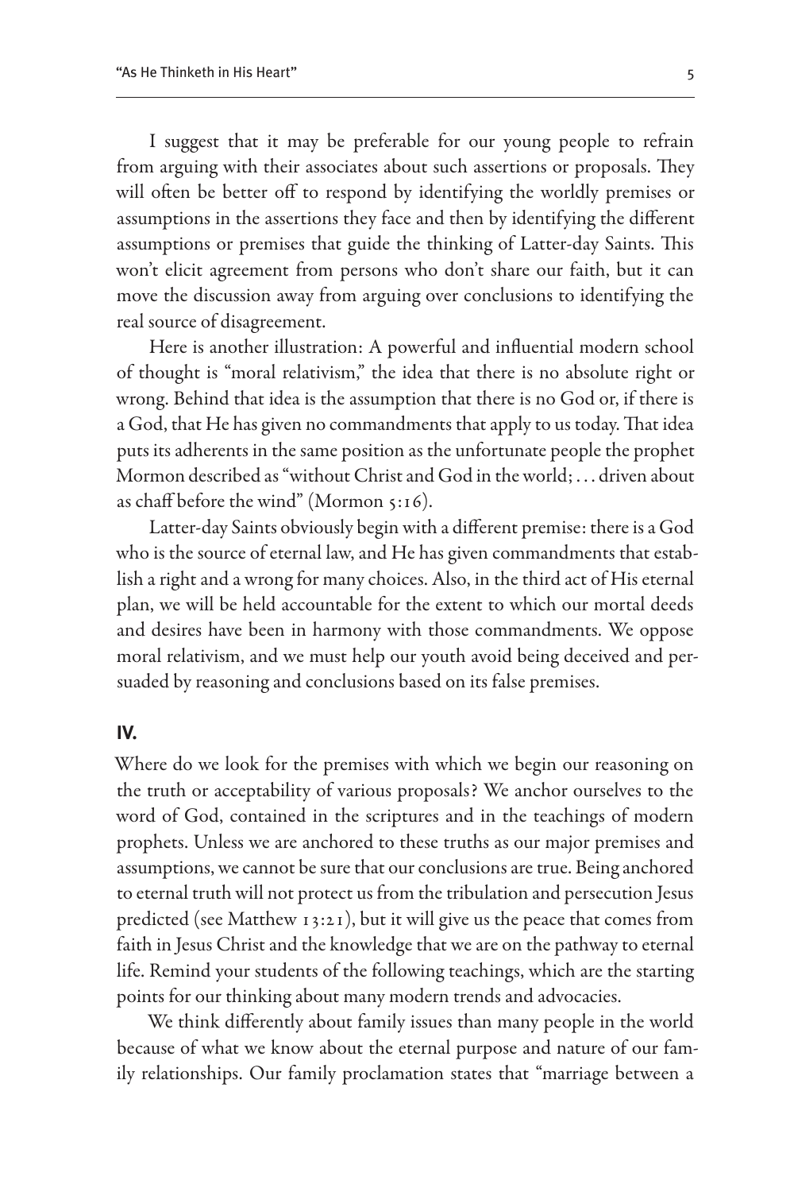I suggest that it may be preferable for our young people to refrain from arguing with their associates about such assertions or proposals. They will often be better off to respond by identifying the worldly premises or assumptions in the assertions they face and then by identifying the different assumptions or premises that guide the thinking of Latter-day Saints. This won't elicit agreement from persons who don't share our faith, but it can move the discussion away from arguing over conclusions to identifying the real source of disagreement.

Here is another illustration: A powerful and influential modern school of thought is "moral relativism," the idea that there is no absolute right or wrong. Behind that idea is the assumption that there is no God or, if there is a God, that He has given no commandments that apply to us today. That idea puts its adherents in the same position as the unfortunate people the prophet Mormon described as "without Christ and God in the world; . . . driven about as chaff before the wind" (Mormon 5:16).

Latter-day Saints obviously begin with a different premise: there is a God who is the source of eternal law, and He has given commandments that establish a right and a wrong for many choices. Also, in the third act of His eternal plan, we will be held accountable for the extent to which our mortal deeds and desires have been in harmony with those commandments. We oppose moral relativism, and we must help our youth avoid being deceived and persuaded by reasoning and conclusions based on its false premises.

## IV.

Where do we look for the premises with which we begin our reasoning on the truth or acceptability of various proposals? We anchor ourselves to the word of God, contained in the scriptures and in the teachings of modern prophets. Unless we are anchored to these truths as our major premises and assumptions, we cannot be sure that our conclusions are true. Being anchored to eternal truth will not protect us from the tribulation and persecution Jesus predicted (see Matthew 13:21), but it will give us the peace that comes from faith in Jesus Christ and the knowledge that we are on the pathway to eternal life. Remind your students of the following teachings, which are the starting points for our thinking about many modern trends and advocacies.

We think differently about family issues than many people in the world because of what we know about the eternal purpose and nature of our family relationships. Our family proclamation states that "marriage between a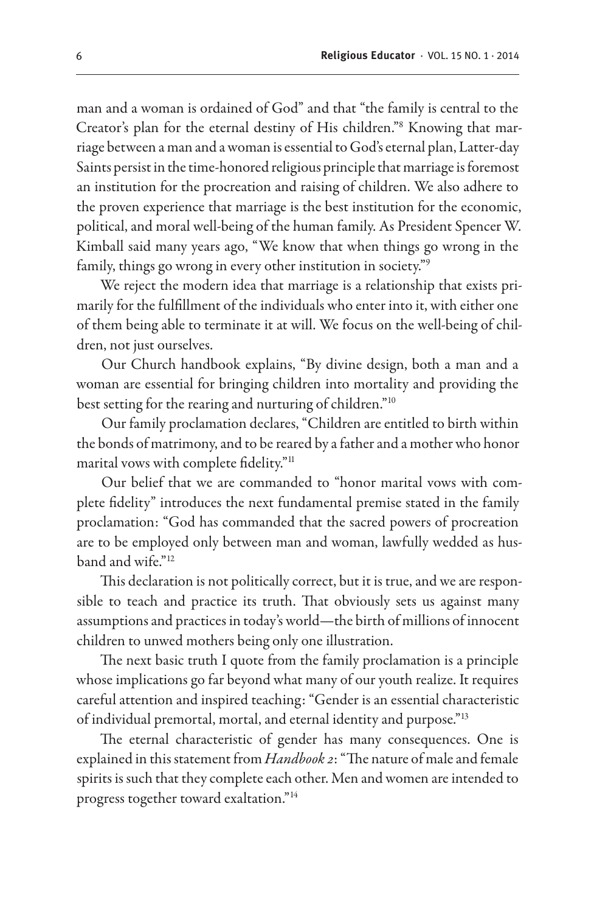man and a woman is ordained of God" and that "the family is central to the Creator's plan for the eternal destiny of His children."[8] Knowing that marriage between a man and a woman is essential to God's eternal plan, Latter-day Saints persist in the time-honored religious principle that marriage is foremost an institution for the procreation and raising of children. We also adhere to the proven experience that marriage is the best institution for the economic, political, and moral well-being of the human family. As President Spencer W. Kimball said many years ago, "We know that when things go wrong in the family, things go wrong in every other institution in society."[9]

We reject the modern idea that marriage is a relationship that exists primarily for the fulfillment of the individuals who enter into it, with either one of them being able to terminate it at will. We focus on the well-being of children, not just ourselves.

Our Church handbook explains, "By divine design, both a man and a woman are essential for bringing children into mortality and providing the best setting for the rearing and nurturing of children."[10]

Our family proclamation declares, "Children are entitled to birth within the bonds of matrimony, and to be reared by a father and a mother who honor marital vows with complete fidelity."[11]

Our belief that we are commanded to "honor marital vows with complete fidelity" introduces the next fundamental premise stated in the family proclamation: "God has commanded that the sacred powers of procreation are to be employed only between man and woman, lawfully wedded as husband and wife."[12]

This declaration is not politically correct, but it is true, and we are responsible to teach and practice its truth. That obviously sets us against many assumptions and practices in today's world—the birth of millions of innocent children to unwed mothers being only one illustration.

The next basic truth I quote from the family proclamation is a principle whose implications go far beyond what many of our youth realize. It requires careful attention and inspired teaching: "Gender is an essential characteristic of individual premortal, mortal, and eternal identity and purpose."[13]

The eternal characteristic of gender has many consequences. One is explained in this statement from *Handbook 2*: "The nature of male and female spirits is such that they complete each other. Men and women are intended to progress together toward exaltation."[14]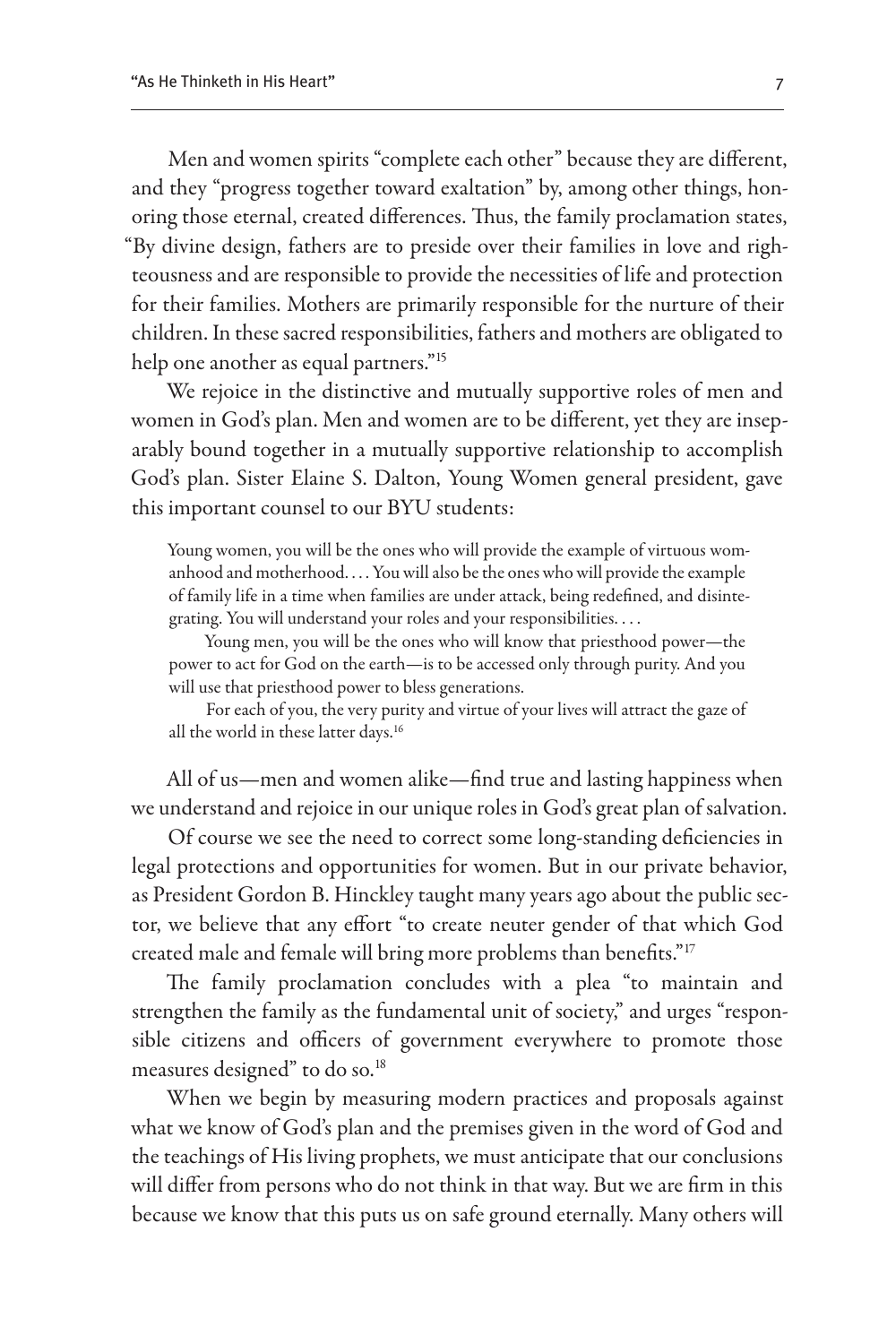Men and women spirits "complete each other" because they are different, and they "progress together toward exaltation" by, among other things, honoring those eternal, created differences. Thus, the family proclamation states, "By divine design, fathers are to preside over their families in love and righteousness and are responsible to provide the necessities of life and protection for their families. Mothers are primarily responsible for the nurture of their children. In these sacred responsibilities, fathers and mothers are obligated to help one another as equal partners."[15]

We rejoice in the distinctive and mutually supportive roles of men and women in God's plan. Men and women are to be different, yet they are inseparably bound together in a mutually supportive relationship to accomplish God's plan. Sister Elaine S. Dalton, Young Women general president, gave this important counsel to our BYU students:

> Young women, you will be the ones who will provide the example of virtuous womanhood and motherhood. . . . You will also be the ones who will provide the example of family life in a time when families are under attack, being redefined, and disintegrating. You will understand your roles and your responsibilities. . . .
>
> Young men, you will be the ones who will know that priesthood power—the power to act for God on the earth—is to be accessed only through purity. And you will use that priesthood power to bless generations.
>
> For each of you, the very purity and virtue of your lives will attract the gaze of all the world in these latter days.[16]

All of us—men and women alike—find true and lasting happiness when we understand and rejoice in our unique roles in God's great plan of salvation.

Of course we see the need to correct some long-standing deficiencies in legal protections and opportunities for women. But in our private behavior, as President Gordon B. Hinckley taught many years ago about the public sector, we believe that any effort "to create neuter gender of that which God created male and female will bring more problems than benefits."[17]

The family proclamation concludes with a plea "to maintain and strengthen the family as the fundamental unit of society," and urges "responsible citizens and officers of government everywhere to promote those measures designed" to do so.[18]

When we begin by measuring modern practices and proposals against what we know of God's plan and the premises given in the word of God and the teachings of His living prophets, we must anticipate that our conclusions will differ from persons who do not think in that way. But we are firm in this because we know that this puts us on safe ground eternally. Many others will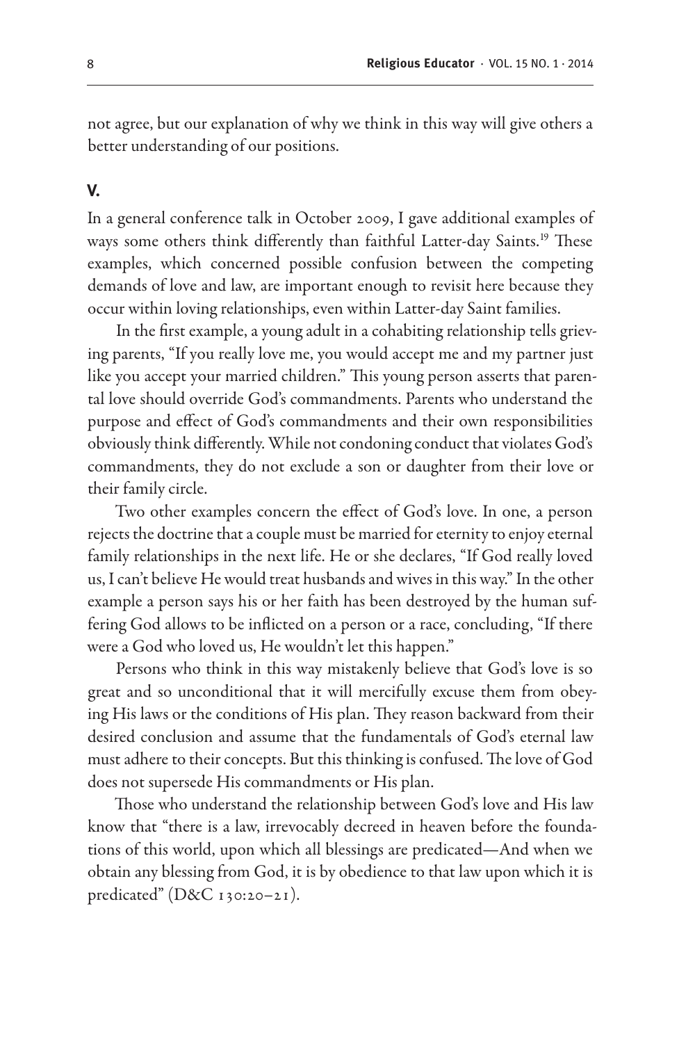not agree, but our explanation of why we think in this way will give others a better understanding of our positions.

## V.

In a general conference talk in October 2009, I gave additional examples of ways some others think differently than faithful Latter-day Saints.[19] These examples, which concerned possible confusion between the competing demands of love and law, are important enough to revisit here because they occur within loving relationships, even within Latter-day Saint families.

In the first example, a young adult in a cohabiting relationship tells grieving parents, "If you really love me, you would accept me and my partner just like you accept your married children." This young person asserts that parental love should override God's commandments. Parents who understand the purpose and effect of God's commandments and their own responsibilities obviously think differently. While not condoning conduct that violates God's commandments, they do not exclude a son or daughter from their love or their family circle.

Two other examples concern the effect of God's love. In one, a person rejects the doctrine that a couple must be married for eternity to enjoy eternal family relationships in the next life. He or she declares, "If God really loved us, I can't believe He would treat husbands and wives in this way." In the other example a person says his or her faith has been destroyed by the human suffering God allows to be inflicted on a person or a race, concluding, "If there were a God who loved us, He wouldn't let this happen."

Persons who think in this way mistakenly believe that God's love is so great and so unconditional that it will mercifully excuse them from obeying His laws or the conditions of His plan. They reason backward from their desired conclusion and assume that the fundamentals of God's eternal law must adhere to their concepts. But this thinking is confused. The love of God does not supersede His commandments or His plan.

Those who understand the relationship between God's love and His law know that "there is a law, irrevocably decreed in heaven before the foundations of this world, upon which all blessings are predicated—And when we obtain any blessing from God, it is by obedience to that law upon which it is predicated" (D&C 130:20–21).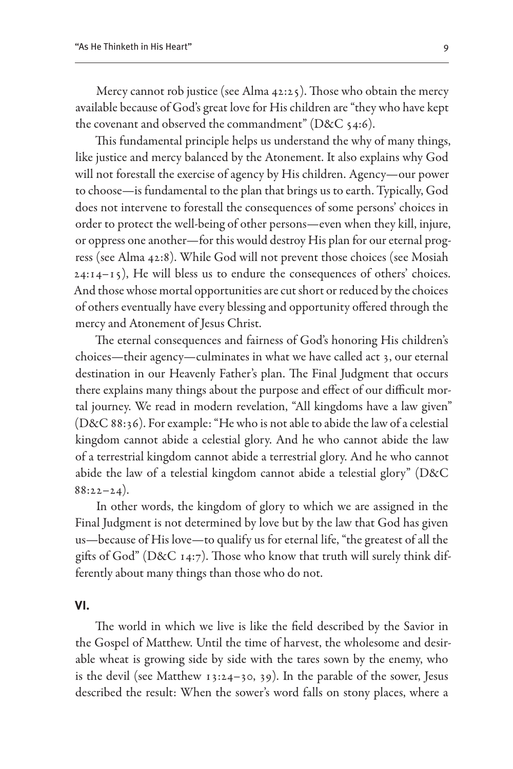Mercy cannot rob justice (see Alma 42:25). Those who obtain the mercy available because of God's great love for His children are "they who have kept the covenant and observed the commandment" (D&C 54:6).

This fundamental principle helps us understand the why of many things, like justice and mercy balanced by the Atonement. It also explains why God will not forestall the exercise of agency by His children. Agency—our power to choose—is fundamental to the plan that brings us to earth. Typically, God does not intervene to forestall the consequences of some persons' choices in order to protect the well-being of other persons—even when they kill, injure, or oppress one another—for this would destroy His plan for our eternal progress (see Alma 42:8). While God will not prevent those choices (see Mosiah 24:14–15), He will bless us to endure the consequences of others' choices. And those whose mortal opportunities are cut short or reduced by the choices of others eventually have every blessing and opportunity offered through the mercy and Atonement of Jesus Christ.

The eternal consequences and fairness of God's honoring His children's choices—their agency—culminates in what we have called act 3, our eternal destination in our Heavenly Father's plan. The Final Judgment that occurs there explains many things about the purpose and effect of our difficult mortal journey. We read in modern revelation, "All kingdoms have a law given" (D&C 88:36). For example: "He who is not able to abide the law of a celestial kingdom cannot abide a celestial glory. And he who cannot abide the law of a terrestrial kingdom cannot abide a terrestrial glory. And he who cannot abide the law of a telestial kingdom cannot abide a telestial glory" (D&C 88:22–24).

In other words, the kingdom of glory to which we are assigned in the Final Judgment is not determined by love but by the law that God has given us—because of His love—to qualify us for eternal life, "the greatest of all the gifts of God" (D&C 14:7). Those who know that truth will surely think differently about many things than those who do not.

## VI.

The world in which we live is like the field described by the Savior in the Gospel of Matthew. Until the time of harvest, the wholesome and desirable wheat is growing side by side with the tares sown by the enemy, who is the devil (see Matthew 13:24–30, 39). In the parable of the sower, Jesus described the result: When the sower's word falls on stony places, where a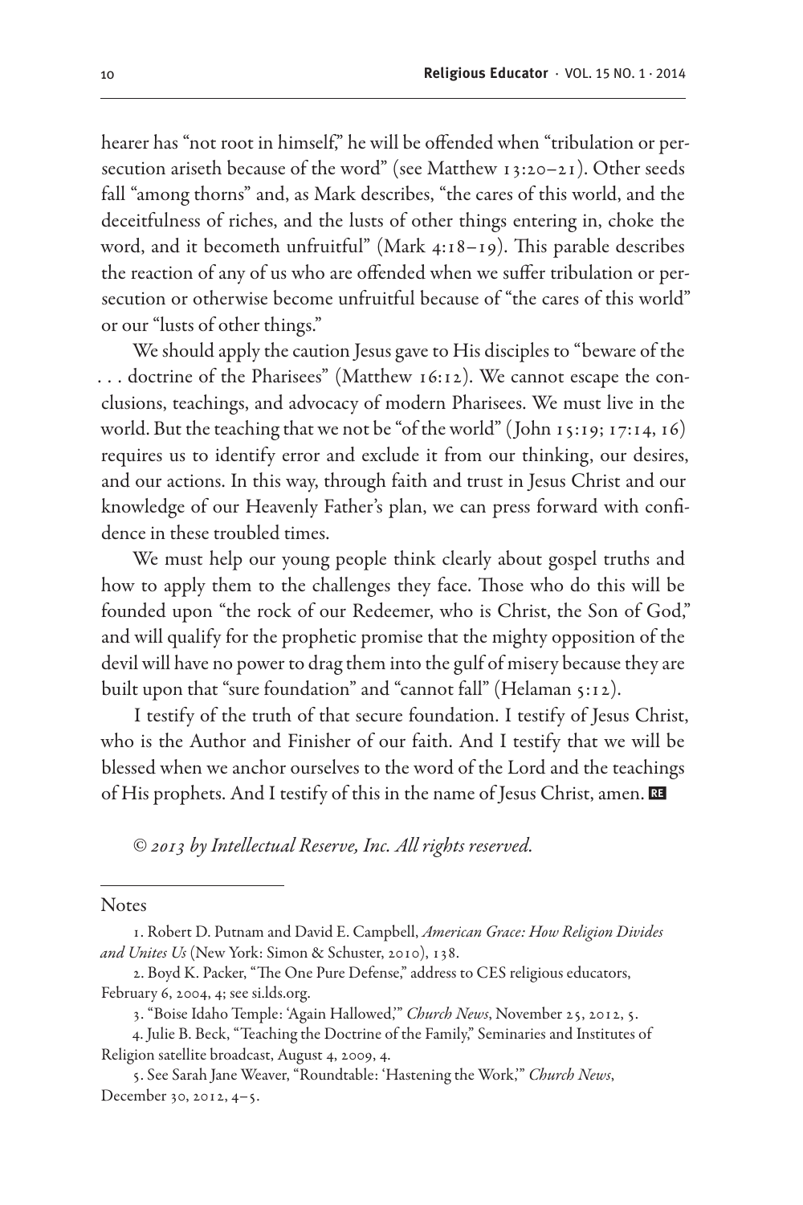hearer has "not root in himself," he will be offended when "tribulation or persecution ariseth because of the word" (see Matthew 13:20–21). Other seeds fall "among thorns" and, as Mark describes, "the cares of this world, and the deceitfulness of riches, and the lusts of other things entering in, choke the word, and it becometh unfruitful" (Mark 4:18–19). This parable describes the reaction of any of us who are offended when we suffer tribulation or persecution or otherwise become unfruitful because of "the cares of this world" or our "lusts of other things."

We should apply the caution Jesus gave to His disciples to "beware of the . . . doctrine of the Pharisees" (Matthew 16:12). We cannot escape the conclusions, teachings, and advocacy of modern Pharisees. We must live in the world. But the teaching that we not be "of the world" (John 15:19; 17:14, 16) requires us to identify error and exclude it from our thinking, our desires, and our actions. In this way, through faith and trust in Jesus Christ and our knowledge of our Heavenly Father's plan, we can press forward with confidence in these troubled times.

We must help our young people think clearly about gospel truths and how to apply them to the challenges they face. Those who do this will be founded upon "the rock of our Redeemer, who is Christ, the Son of God," and will qualify for the prophetic promise that the mighty opposition of the devil will have no power to drag them into the gulf of misery because they are built upon that "sure foundation" and "cannot fall" (Helaman 5:12).

I testify of the truth of that secure foundation. I testify of Jesus Christ, who is the Author and Finisher of our faith. And I testify that we will be blessed when we anchor ourselves to the word of the Lord and the teachings of His prophets. And I testify of this in the name of Jesus Christ, amen.

*© 2013 by Intellectual Reserve, Inc. All rights reserved.*

---

Notes

1. Robert D. Putnam and David E. Campbell, *American Grace: How Religion Divides and Unites Us* (New York: Simon & Schuster, 2010), 138.
2. Boyd K. Packer, "The One Pure Defense," address to CES religious educators, February 6, 2004, 4; see si.lds.org.
3. "Boise Idaho Temple: 'Again Hallowed,'" *Church News*, November 25, 2012, 5.
4. Julie B. Beck, "Teaching the Doctrine of the Family," Seminaries and Institutes of Religion satellite broadcast, August 4, 2009, 4.
5. See Sarah Jane Weaver, "Roundtable: 'Hastening the Work,'" *Church News*, December 30, 2012, 4–5.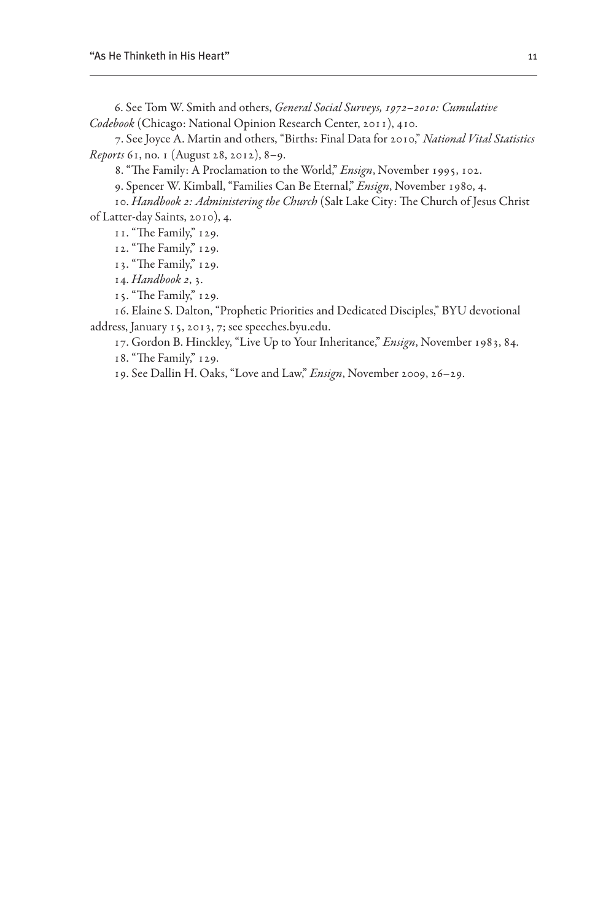6. See Tom W. Smith and others, *General Social Surveys, 1972–2010: Cumulative Codebook* (Chicago: National Opinion Research Center, 2011), 410.

7. See Joyce A. Martin and others, "Births: Final Data for 2010," *National Vital Statistics Reports* 61, no. 1 (August 28, 2012), 8–9.

8. "The Family: A Proclamation to the World," *Ensign*, November 1995, 102.

9. Spencer W. Kimball, "Families Can Be Eternal," *Ensign*, November 1980, 4.

10. *Handbook 2: Administering the Church* (Salt Lake City: The Church of Jesus Christ of Latter-day Saints, 2010), 4.

11. "The Family," 129.

12. "The Family," 129.

13. "The Family," 129.

14. *Handbook 2*, 3.

15. "The Family," 129.

16. Elaine S. Dalton, "Prophetic Priorities and Dedicated Disciples," BYU devotional address, January 15, 2013, 7; see speeches.byu.edu.

17. Gordon B. Hinckley, "Live Up to Your Inheritance," *Ensign*, November 1983, 84.

18. "The Family," 129.

19. See Dallin H. Oaks, "Love and Law," *Ensign*, November 2009, 26–29.